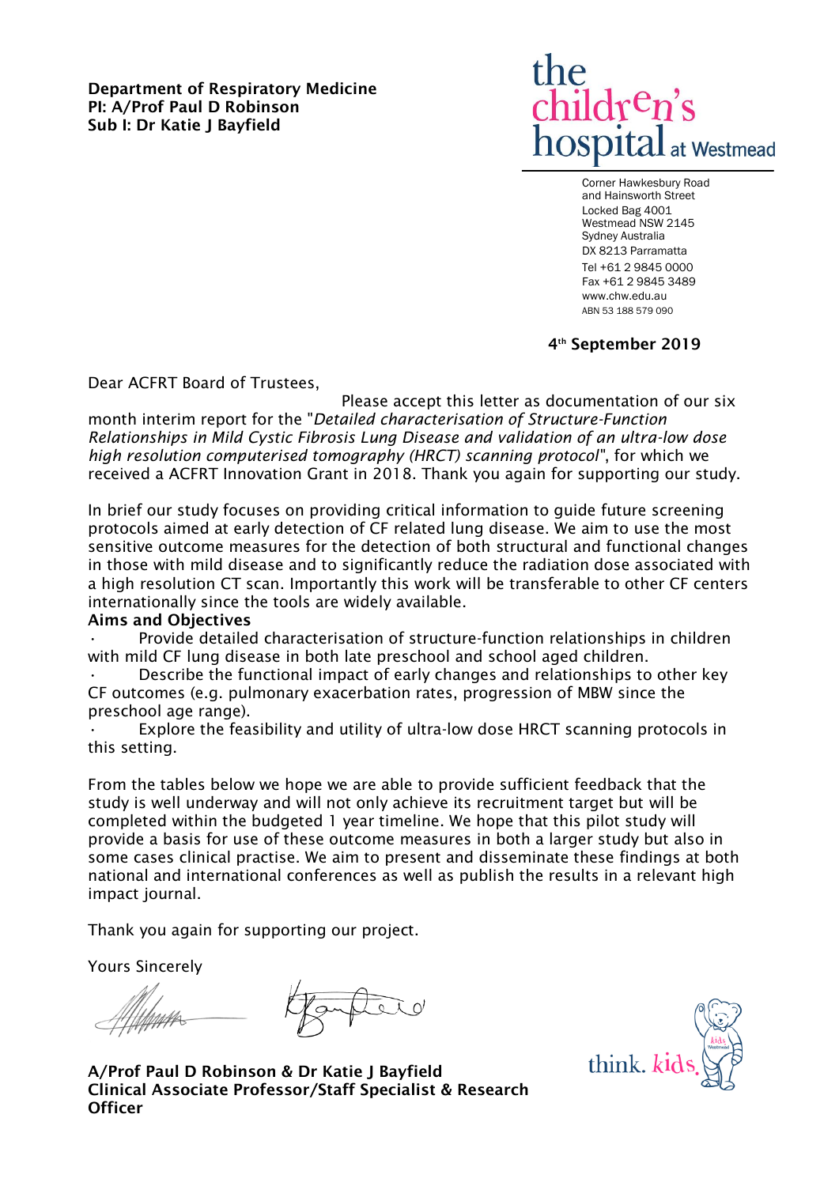**Department of Respiratory Medicine**
**PI: A/Prof Paul D Robinson**
**Sub I: Dr Katie J Bayfield**

the children's hospital at Westmead

Corner Hawkesbury Road
and Hainsworth Street
Locked Bag 4001
Westmead NSW 2145
Sydney Australia
DX 8213 Parramatta
Tel +61 2 9845 0000
Fax +61 2 9845 3489
www.chw.edu.au
ABN 53 188 579 090

**4th September 2019**

Dear ACFRT Board of Trustees,

Please accept this letter as documentation of our six month interim report for the "*Detailed characterisation of Structure-Function Relationships in Mild Cystic Fibrosis Lung Disease and validation of an ultra-low dose high resolution computerised tomography (HRCT) scanning protocol*", for which we received a ACFRT Innovation Grant in 2018. Thank you again for supporting our study.

In brief our study focuses on providing critical information to guide future screening protocols aimed at early detection of CF related lung disease. We aim to use the most sensitive outcome measures for the detection of both structural and functional changes in those with mild disease and to significantly reduce the radiation dose associated with a high resolution CT scan. Importantly this work will be transferable to other CF centers internationally since the tools are widely available.

**Aims and Objectives**

- Provide detailed characterisation of structure-function relationships in children with mild CF lung disease in both late preschool and school aged children.
- Describe the functional impact of early changes and relationships to other key CF outcomes (e.g. pulmonary exacerbation rates, progression of MBW since the preschool age range).
- Explore the feasibility and utility of ultra-low dose HRCT scanning protocols in this setting.

From the tables below we hope we are able to provide sufficient feedback that the study is well underway and will not only achieve its recruitment target but will be completed within the budgeted 1 year timeline. We hope that this pilot study will provide a basis for use of these outcome measures in both a larger study but also in some cases clinical practise. We aim to present and disseminate these findings at both national and international conferences as well as publish the results in a relevant high impact journal.

Thank you again for supporting our project.

Yours Sincerely

**A/Prof Paul D Robinson & Dr Katie J Bayfield**
**Clinical Associate Professor/Staff Specialist & Research Officer**

think. kids.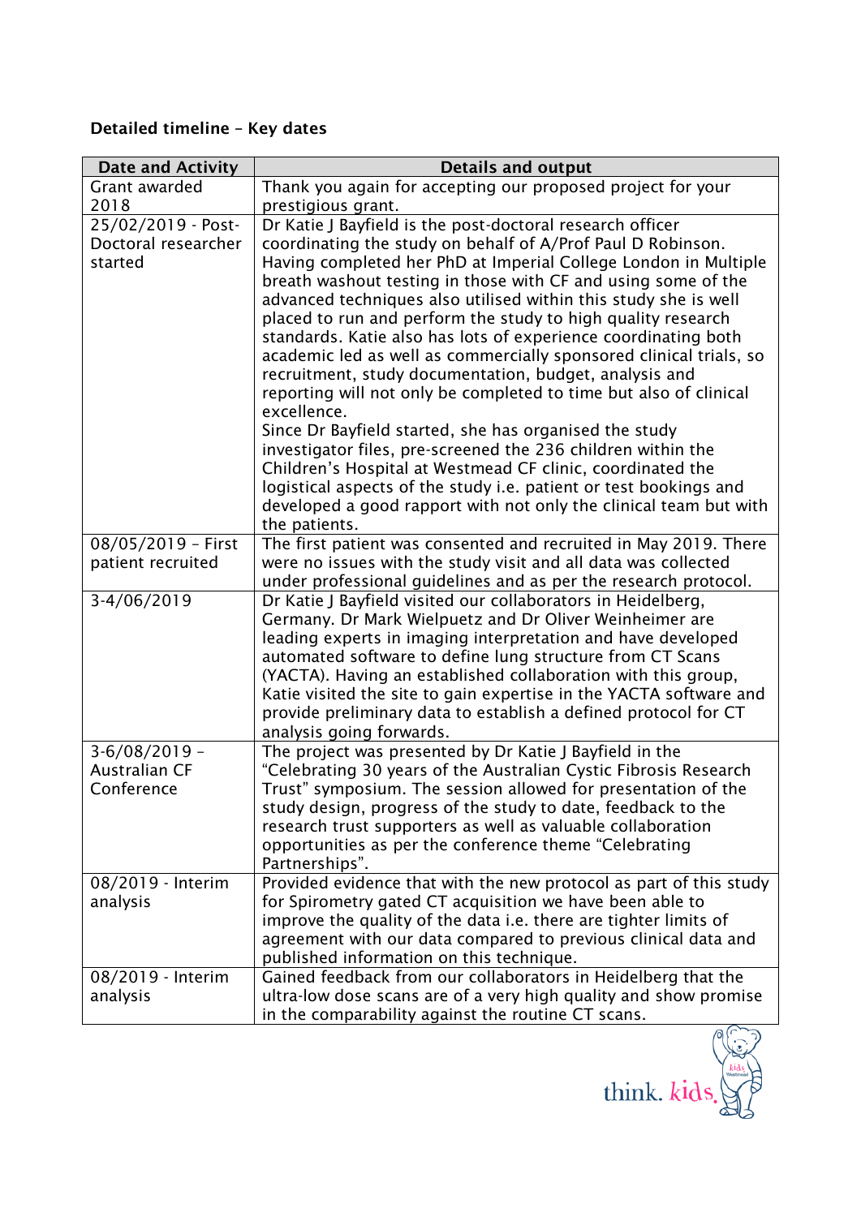**Detailed timeline – Key dates**

| Date and Activity | Details and output |
|---|---|
| Grant awarded 2018 | Thank you again for accepting our proposed project for your prestigious grant. |
| 25/02/2019 - Post-Doctoral researcher started | Dr Katie J Bayfield is the post-doctoral research officer coordinating the study on behalf of A/Prof Paul D Robinson. Having completed her PhD at Imperial College London in Multiple breath washout testing in those with CF and using some of the advanced techniques also utilised within this study she is well placed to run and perform the study to high quality research standards. Katie also has lots of experience coordinating both academic led as well as commercially sponsored clinical trials, so recruitment, study documentation, budget, analysis and reporting will not only be completed to time but also of clinical excellence.<br>Since Dr Bayfield started, she has organised the study investigator files, pre-screened the 236 children within the Children's Hospital at Westmead CF clinic, coordinated the logistical aspects of the study i.e. patient or test bookings and developed a good rapport with not only the clinical team but with the patients. |
| 08/05/2019 – First patient recruited | The first patient was consented and recruited in May 2019. There were no issues with the study visit and all data was collected under professional guidelines and as per the research protocol. |
| 3-4/06/2019 | Dr Katie J Bayfield visited our collaborators in Heidelberg, Germany. Dr Mark Wielpuetz and Dr Oliver Weinheimer are leading experts in imaging interpretation and have developed automated software to define lung structure from CT Scans (YACTA). Having an established collaboration with this group, Katie visited the site to gain expertise in the YACTA software and provide preliminary data to establish a defined protocol for CT analysis going forwards. |
| 3-6/08/2019 – Australian CF Conference | The project was presented by Dr Katie J Bayfield in the "Celebrating 30 years of the Australian Cystic Fibrosis Research Trust" symposium. The session allowed for presentation of the study design, progress of the study to date, feedback to the research trust supporters as well as valuable collaboration opportunities as per the conference theme "Celebrating Partnerships". |
| 08/2019 - Interim analysis | Provided evidence that with the new protocol as part of this study for Spirometry gated CT acquisition we have been able to improve the quality of the data i.e. there are tighter limits of agreement with our data compared to previous clinical data and published information on this technique. |
| 08/2019 - Interim analysis | Gained feedback from our collaborators in Heidelberg that the ultra-low dose scans are of a very high quality and show promise in the comparability against the routine CT scans. |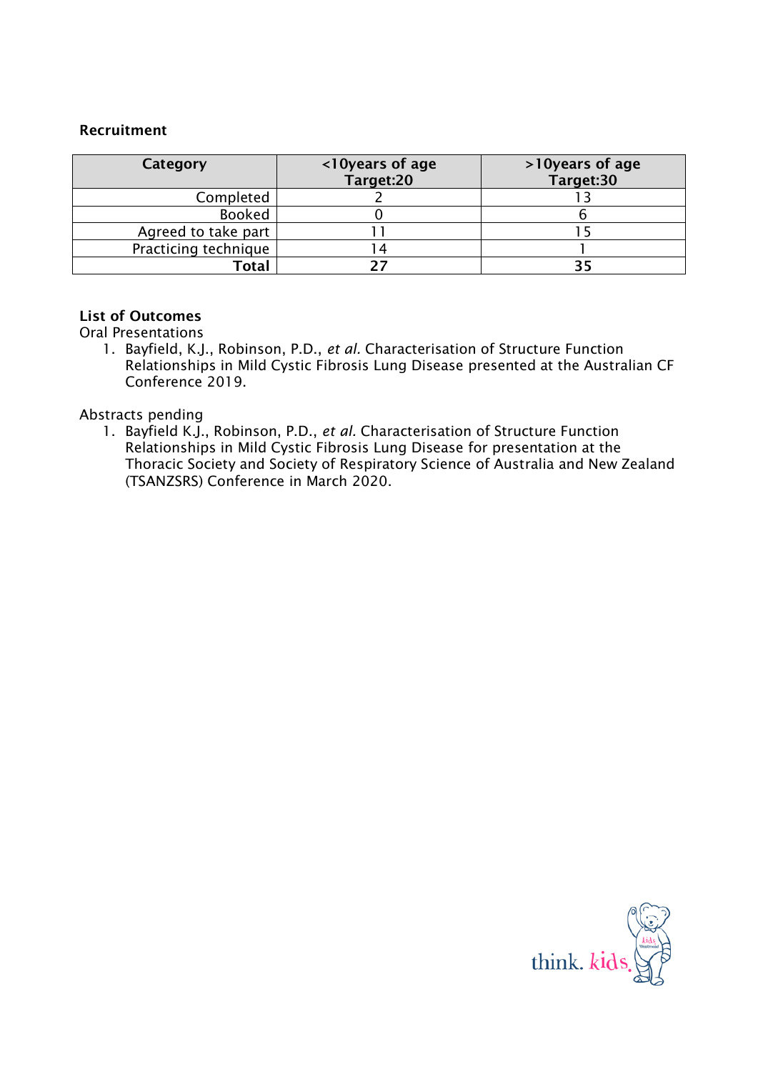**Recruitment**

| Category | <10years of age Target:20 | >10years of age Target:30 |
|---|---|---|
| Completed | 2 | 13 |
| Booked | 0 | 6 |
| Agreed to take part | 11 | 15 |
| Practicing technique | 14 | 1 |
| **Total** | **27** | **35** |

**List of Outcomes**

Oral Presentations

1. Bayfield, K.J., Robinson, P.D., *et al.* Characterisation of Structure Function Relationships in Mild Cystic Fibrosis Lung Disease presented at the Australian CF Conference 2019.

Abstracts pending

1. Bayfield K.J., Robinson, P.D., *et al*. Characterisation of Structure Function Relationships in Mild Cystic Fibrosis Lung Disease for presentation at the Thoracic Society and Society of Respiratory Science of Australia and New Zealand (TSANZSRS) Conference in March 2020.